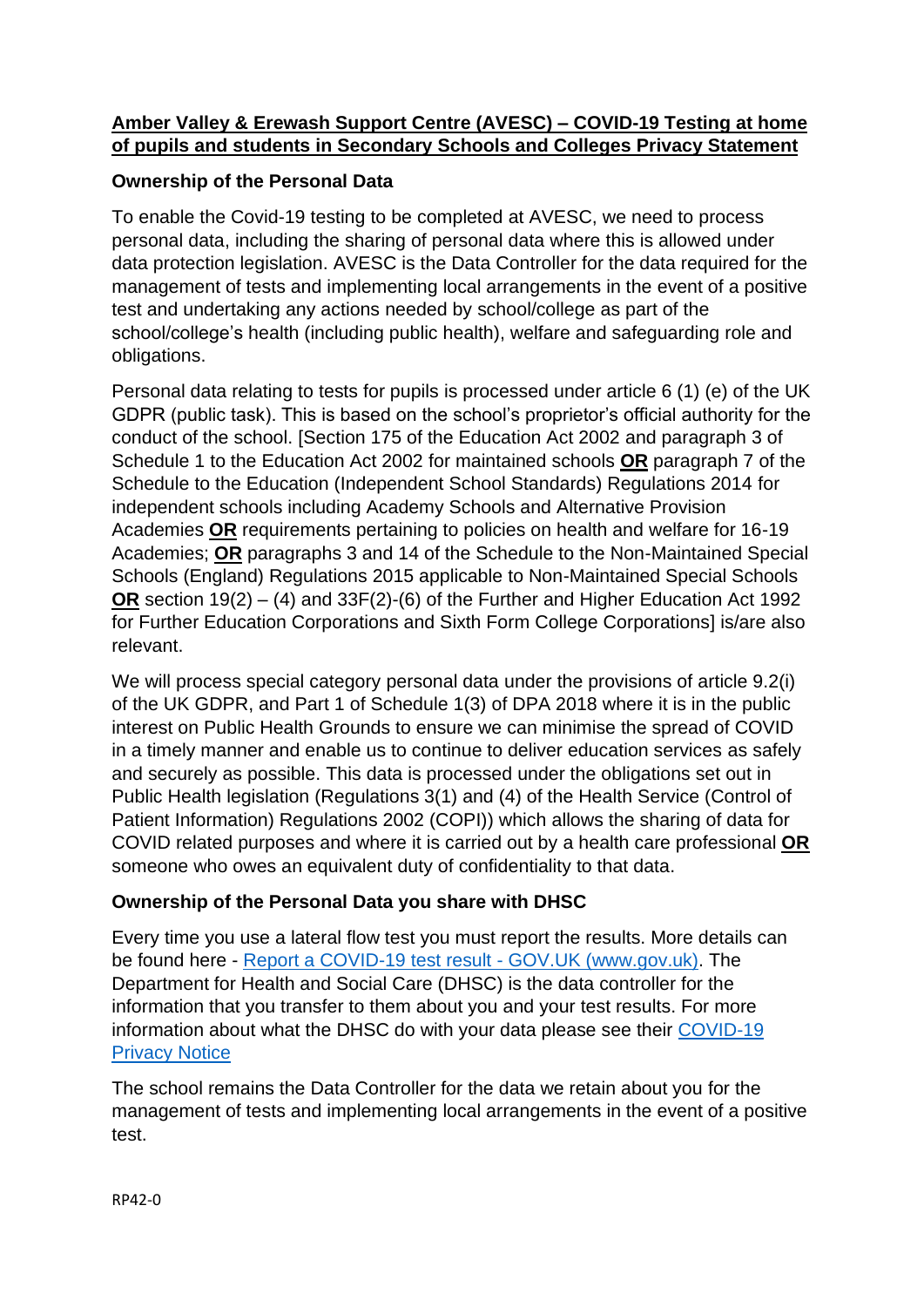# Amber Valley & Erewash Support Centre (AVESC) – COVID-19 Testing at home of pupils and students in Secondary Schools and Colleges Privacy Statement

## Ownership of the Personal Data

To enable the Covid-19 testing to be completed at AVESC, we need to process personal data, including the sharing of personal data where this is allowed under data protection legislation. AVESC is the Data Controller for the data required for the management of tests and implementing local arrangements in the event of a positive test and undertaking any actions needed by school/college as part of the school/college's health (including public health), welfare and safeguarding role and obligations.

Personal data relating to tests for pupils is processed under article 6 (1) (e) of the UK GDPR (public task). This is based on the school's proprietor's official authority for the conduct of the school. [Section 175 of the Education Act 2002 and paragraph 3 of Schedule 1 to the Education Act 2002 for maintained schools **OR** paragraph 7 of the Schedule to the Education (Independent School Standards) Regulations 2014 for independent schools including Academy Schools and Alternative Provision Academies **OR** requirements pertaining to policies on health and welfare for 16-19 Academies; **OR** paragraphs 3 and 14 of the Schedule to the Non-Maintained Special Schools (England) Regulations 2015 applicable to Non-Maintained Special Schools **OR** section 19(2) – (4) and 33F(2)-(6) of the Further and Higher Education Act 1992 for Further Education Corporations and Sixth Form College Corporations] is/are also relevant.

We will process special category personal data under the provisions of article 9.2(i) of the UK GDPR, and Part 1 of Schedule 1(3) of DPA 2018 where it is in the public interest on Public Health Grounds to ensure we can minimise the spread of COVID in a timely manner and enable us to continue to deliver education services as safely and securely as possible. This data is processed under the obligations set out in Public Health legislation (Regulations 3(1) and (4) of the Health Service (Control of Patient Information) Regulations 2002 (COPI)) which allows the sharing of data for COVID related purposes and where it is carried out by a health care professional **OR** someone who owes an equivalent duty of confidentiality to that data.

## Ownership of the Personal Data you share with DHSC

Every time you use a lateral flow test you must report the results. More details can be found here - [Report a COVID-19 test result - GOV.UK (www.gov.uk)](). The Department for Health and Social Care (DHSC) is the data controller for the information that you transfer to them about you and your test results. For more information about what the DHSC do with your data please see their [COVID-19 Privacy Notice]()

The school remains the Data Controller for the data we retain about you for the management of tests and implementing local arrangements in the event of a positive test.

RP42-0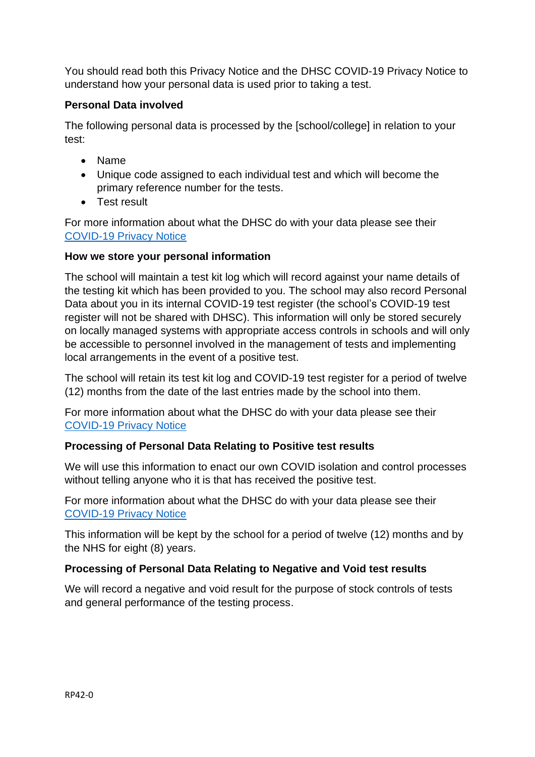You should read both this Privacy Notice and the DHSC COVID-19 Privacy Notice to understand how your personal data is used prior to taking a test.

**Personal Data involved**

The following personal data is processed by the [school/college] in relation to your test:

- Name
- Unique code assigned to each individual test and which will become the primary reference number for the tests.
- Test result

For more information about what the DHSC do with your data please see their [COVID-19 Privacy Notice]

**How we store your personal information**

The school will maintain a test kit log which will record against your name details of the testing kit which has been provided to you. The school may also record Personal Data about you in its internal COVID-19 test register (the school's COVID-19 test register will not be shared with DHSC). This information will only be stored securely on locally managed systems with appropriate access controls in schools and will only be accessible to personnel involved in the management of tests and implementing local arrangements in the event of a positive test.

The school will retain its test kit log and COVID-19 test register for a period of twelve (12) months from the date of the last entries made by the school into them.

For more information about what the DHSC do with your data please see their [COVID-19 Privacy Notice]

**Processing of Personal Data Relating to Positive test results**

We will use this information to enact our own COVID isolation and control processes without telling anyone who it is that has received the positive test.

For more information about what the DHSC do with your data please see their [COVID-19 Privacy Notice]

This information will be kept by the school for a period of twelve (12) months and by the NHS for eight (8) years.

**Processing of Personal Data Relating to Negative and Void test results**

We will record a negative and void result for the purpose of stock controls of tests and general performance of the testing process.

RP42-0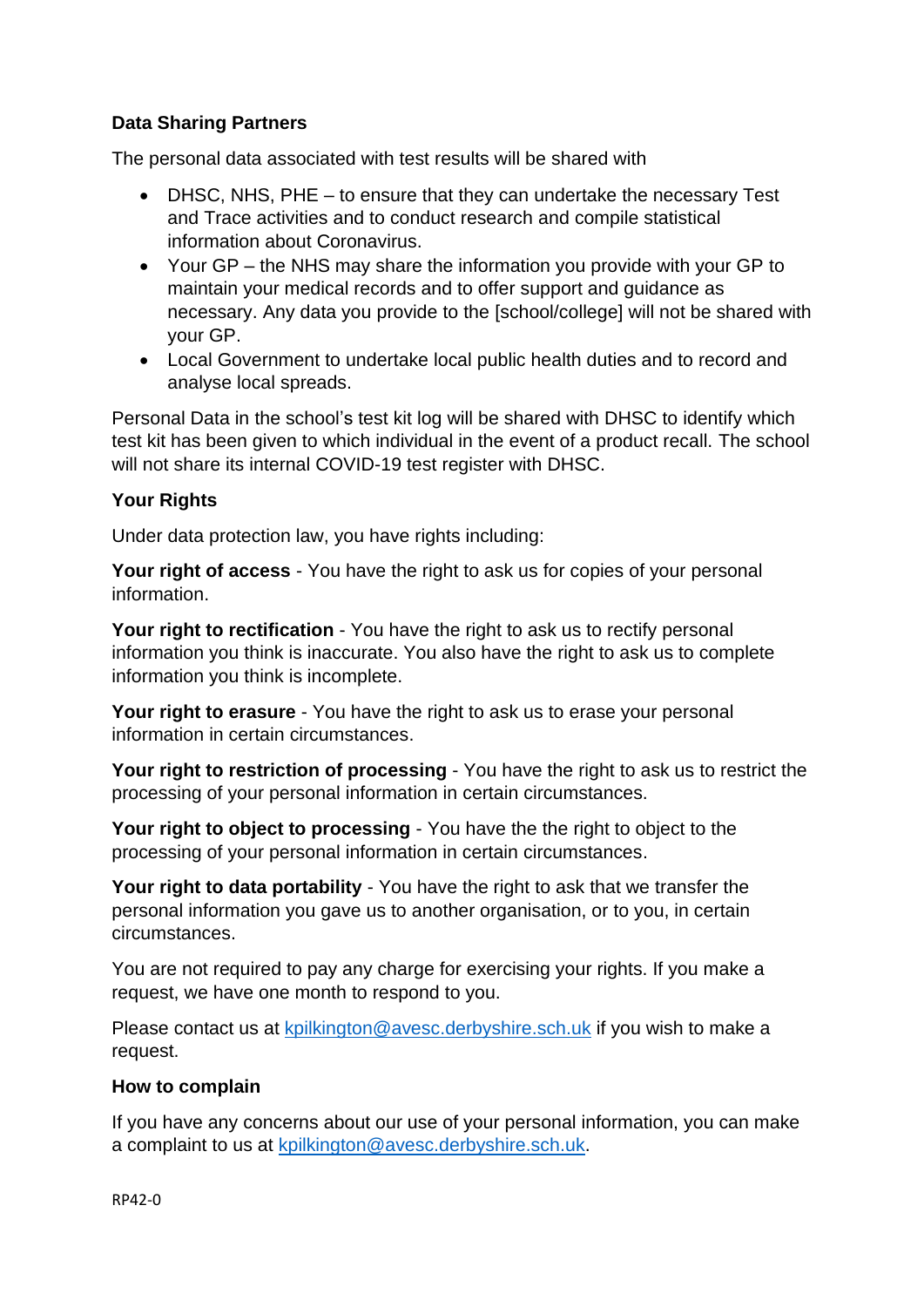**Data Sharing Partners**

The personal data associated with test results will be shared with

- DHSC, NHS, PHE – to ensure that they can undertake the necessary Test and Trace activities and to conduct research and compile statistical information about Coronavirus.
- Your GP – the NHS may share the information you provide with your GP to maintain your medical records and to offer support and guidance as necessary. Any data you provide to the [school/college] will not be shared with your GP.
- Local Government to undertake local public health duties and to record and analyse local spreads.

Personal Data in the school's test kit log will be shared with DHSC to identify which test kit has been given to which individual in the event of a product recall. The school will not share its internal COVID-19 test register with DHSC.

**Your Rights**

Under data protection law, you have rights including:

**Your right of access** - You have the right to ask us for copies of your personal information.

**Your right to rectification** - You have the right to ask us to rectify personal information you think is inaccurate. You also have the right to ask us to complete information you think is incomplete.

**Your right to erasure** - You have the right to ask us to erase your personal information in certain circumstances.

**Your right to restriction of processing** - You have the right to ask us to restrict the processing of your personal information in certain circumstances.

**Your right to object to processing** - You have the the right to object to the processing of your personal information in certain circumstances.

**Your right to data portability** - You have the right to ask that we transfer the personal information you gave us to another organisation, or to you, in certain circumstances.

You are not required to pay any charge for exercising your rights. If you make a request, we have one month to respond to you.

Please contact us at kpilkington@avesc.derbyshire.sch.uk if you wish to make a request.

**How to complain**

If you have any concerns about our use of your personal information, you can make a complaint to us at kpilkington@avesc.derbyshire.sch.uk.

RP42-0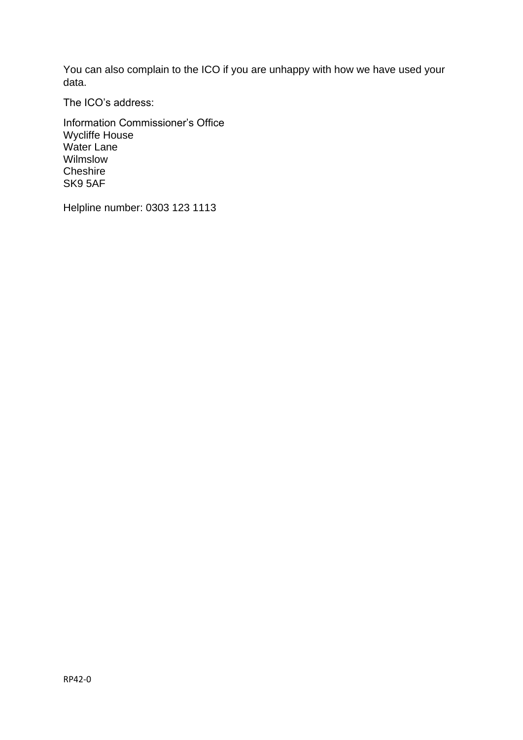You can also complain to the ICO if you are unhappy with how we have used your data.

The ICO's address:

Information Commissioner's Office
Wycliffe House
Water Lane
Wilmslow
Cheshire
SK9 5AF

Helpline number: 0303 123 1113